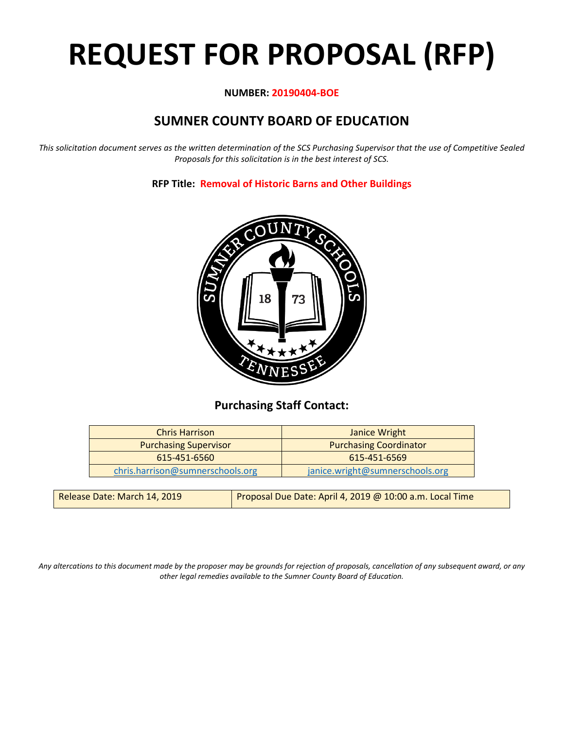# REQUEST FOR PROPOSAL (RFP)

**NUMBER: 20190404-BOE**

## SUMNER COUNTY BOARD OF EDUCATION

*This solicitation document serves as the written determination of the SCS Purchasing Supervisor that the use of Competitive Sealed Proposals for this solicitation is in the best interest of SCS.*

**RFP Title: Removal of Historic Barns and Other Buildings**

### Purchasing Staff Contact:

| Chris Harrison | Janice Wright |
|---|---|
| Purchasing Supervisor | Purchasing Coordinator |
| 615-451-6560 | 615-451-6569 |
| chris.harrison@sumnerschools.org | janice.wright@sumnerschools.org |

| Release Date: March 14, 2019 | Proposal Due Date: April 4, 2019 @ 10:00 a.m. Local Time |
|---|---|

*Any altercations to this document made by the proposer may be grounds for rejection of proposals, cancellation of any subsequent award, or any other legal remedies available to the Sumner County Board of Education.*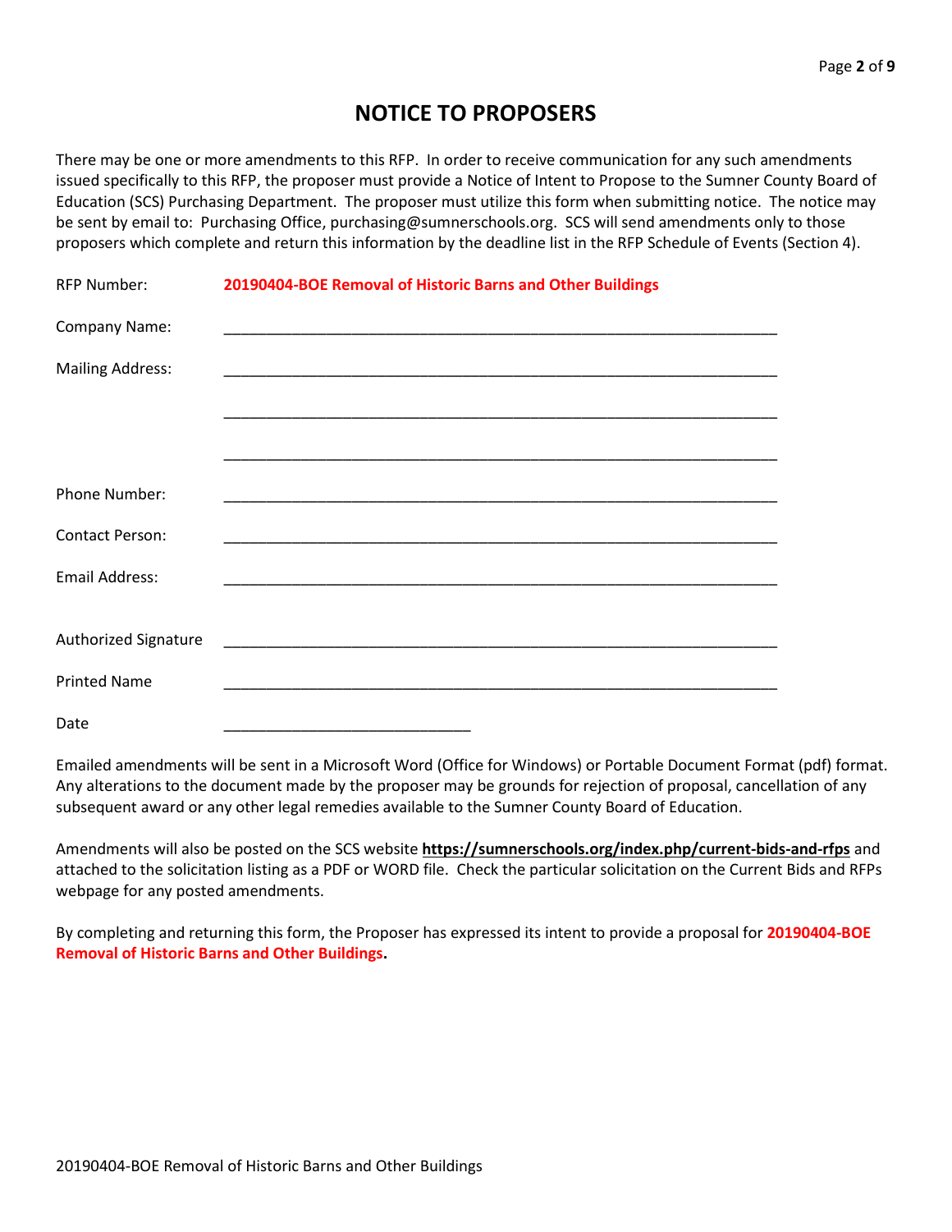# NOTICE TO PROPOSERS

There may be one or more amendments to this RFP. In order to receive communication for any such amendments issued specifically to this RFP, the proposer must provide a Notice of Intent to Propose to the Sumner County Board of Education (SCS) Purchasing Department. The proposer must utilize this form when submitting notice. The notice may be sent by email to: Purchasing Office, purchasing@sumnerschools.org. SCS will send amendments only to those proposers which complete and return this information by the deadline list in the RFP Schedule of Events (Section 4).

RFP Number: **20190404-BOE Removal of Historic Barns and Other Buildings**

Company Name: ____________________________________________________________

Mailing Address: ____________________________________________________________

____________________________________________________________

____________________________________________________________

Phone Number: ____________________________________________________________

Contact Person: ____________________________________________________________

Email Address: ____________________________________________________________

Authorized Signature ____________________________________________________________

Printed Name ____________________________________________________________

Date ____________________________

Emailed amendments will be sent in a Microsoft Word (Office for Windows) or Portable Document Format (pdf) format. Any alterations to the document made by the proposer may be grounds for rejection of proposal, cancellation of any subsequent award or any other legal remedies available to the Sumner County Board of Education.

Amendments will also be posted on the SCS website **https://sumnerschools.org/index.php/current-bids-and-rfps** and attached to the solicitation listing as a PDF or WORD file. Check the particular solicitation on the Current Bids and RFPs webpage for any posted amendments.

By completing and returning this form, the Proposer has expressed its intent to provide a proposal for **20190404-BOE Removal of Historic Barns and Other Buildings.**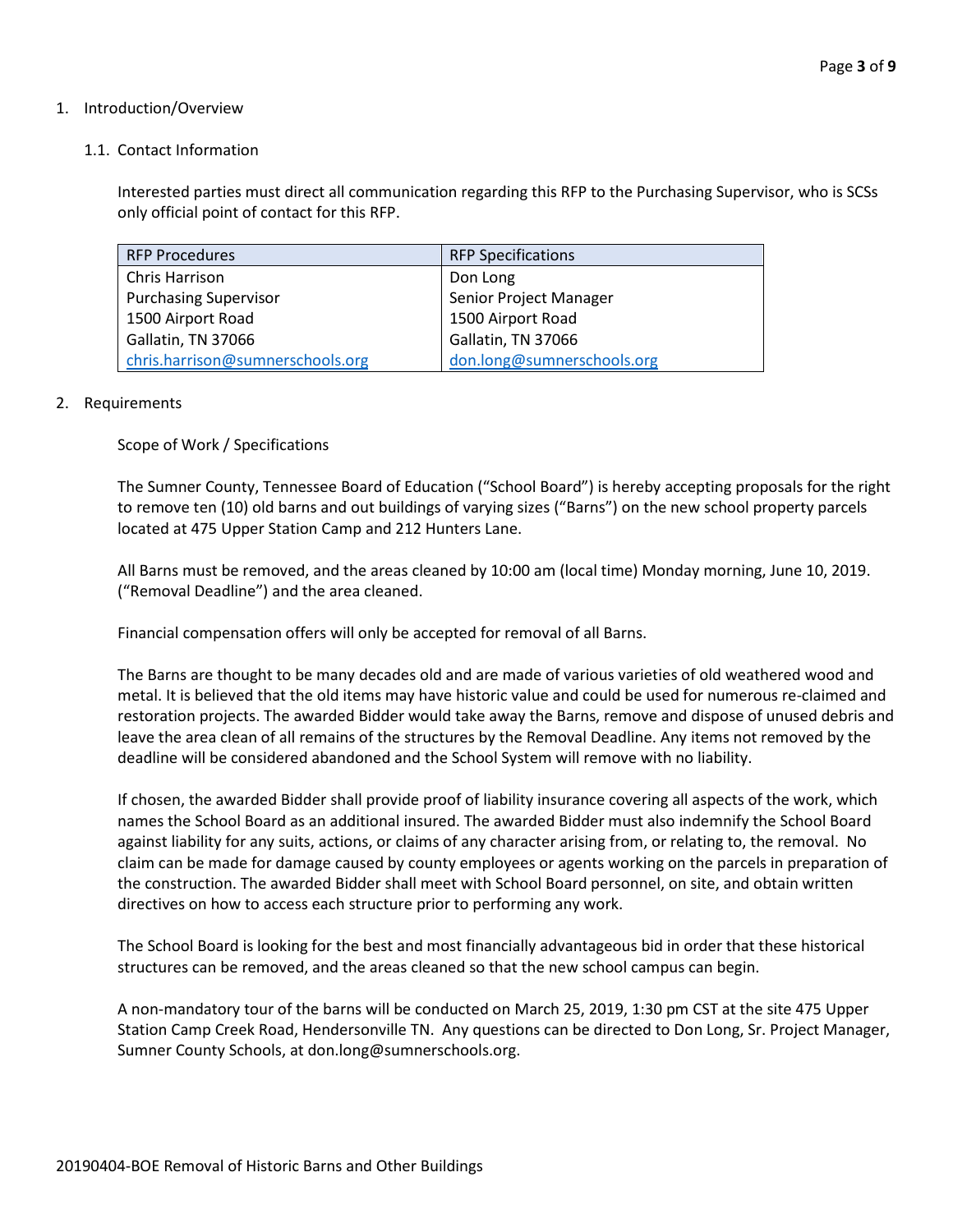1. Introduction/Overview

   1.1. Contact Information

   Interested parties must direct all communication regarding this RFP to the Purchasing Supervisor, who is SCSs only official point of contact for this RFP.

| RFP Procedures | RFP Specifications |
|---|---|
| Chris Harrison | Don Long |
| Purchasing Supervisor | Senior Project Manager |
| 1500 Airport Road | 1500 Airport Road |
| Gallatin, TN 37066 | Gallatin, TN 37066 |
| chris.harrison@sumnerschools.org | don.long@sumnerschools.org |

2. Requirements

   Scope of Work / Specifications

   The Sumner County, Tennessee Board of Education ("School Board") is hereby accepting proposals for the right to remove ten (10) old barns and out buildings of varying sizes ("Barns") on the new school property parcels located at 475 Upper Station Camp and 212 Hunters Lane.

   All Barns must be removed, and the areas cleaned by 10:00 am (local time) Monday morning, June 10, 2019. ("Removal Deadline") and the area cleaned.

   Financial compensation offers will only be accepted for removal of all Barns.

   The Barns are thought to be many decades old and are made of various varieties of old weathered wood and metal. It is believed that the old items may have historic value and could be used for numerous re-claimed and restoration projects. The awarded Bidder would take away the Barns, remove and dispose of unused debris and leave the area clean of all remains of the structures by the Removal Deadline. Any items not removed by the deadline will be considered abandoned and the School System will remove with no liability.

   If chosen, the awarded Bidder shall provide proof of liability insurance covering all aspects of the work, which names the School Board as an additional insured. The awarded Bidder must also indemnify the School Board against liability for any suits, actions, or claims of any character arising from, or relating to, the removal. No claim can be made for damage caused by county employees or agents working on the parcels in preparation of the construction. The awarded Bidder shall meet with School Board personnel, on site, and obtain written directives on how to access each structure prior to performing any work.

   The School Board is looking for the best and most financially advantageous bid in order that these historical structures can be removed, and the areas cleaned so that the new school campus can begin.

   A non-mandatory tour of the barns will be conducted on March 25, 2019, 1:30 pm CST at the site 475 Upper Station Camp Creek Road, Hendersonville TN. Any questions can be directed to Don Long, Sr. Project Manager, Sumner County Schools, at don.long@sumnerschools.org.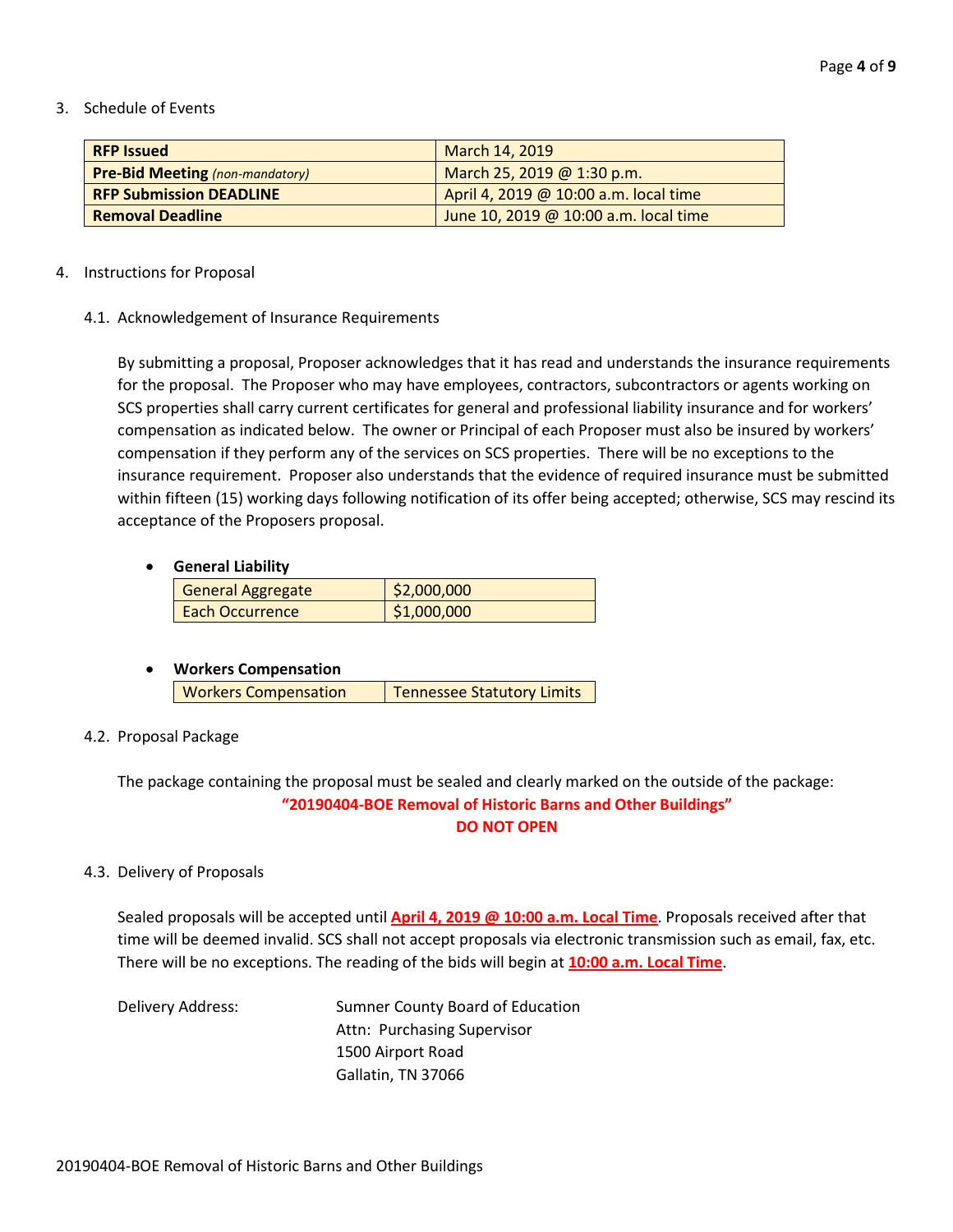3. Schedule of Events

| **RFP Issued** | March 14, 2019 |
| --- | --- |
| **Pre-Bid Meeting** *(non-mandatory)* | March 25, 2019 @ 1:30 p.m. |
| **RFP Submission DEADLINE** | April 4, 2019 @ 10:00 a.m. local time |
| **Removal Deadline** | June 10, 2019 @ 10:00 a.m. local time |

4. Instructions for Proposal

4.1. Acknowledgement of Insurance Requirements

By submitting a proposal, Proposer acknowledges that it has read and understands the insurance requirements for the proposal. The Proposer who may have employees, contractors, subcontractors or agents working on SCS properties shall carry current certificates for general and professional liability insurance and for workers' compensation as indicated below. The owner or Principal of each Proposer must also be insured by workers' compensation if they perform any of the services on SCS properties. There will be no exceptions to the insurance requirement. Proposer also understands that the evidence of required insurance must be submitted within fifteen (15) working days following notification of its offer being accepted; otherwise, SCS may rescind its acceptance of the Proposers proposal.

- **General Liability**

| General Aggregate | $2,000,000 |
| --- | --- |
| Each Occurrence | $1,000,000 |

- **Workers Compensation**

| Workers Compensation | Tennessee Statutory Limits |
| --- | --- |

4.2. Proposal Package

The package containing the proposal must be sealed and clearly marked on the outside of the package:

**"20190404-BOE Removal of Historic Barns and Other Buildings"**

**DO NOT OPEN**

4.3. Delivery of Proposals

Sealed proposals will be accepted until **April 4, 2019 @ 10:00 a.m. Local Time**. Proposals received after that time will be deemed invalid. SCS shall not accept proposals via electronic transmission such as email, fax, etc. There will be no exceptions. The reading of the bids will begin at **10:00 a.m. Local Time**.

Delivery Address:

Sumner County Board of Education
Attn: Purchasing Supervisor
1500 Airport Road
Gallatin, TN 37066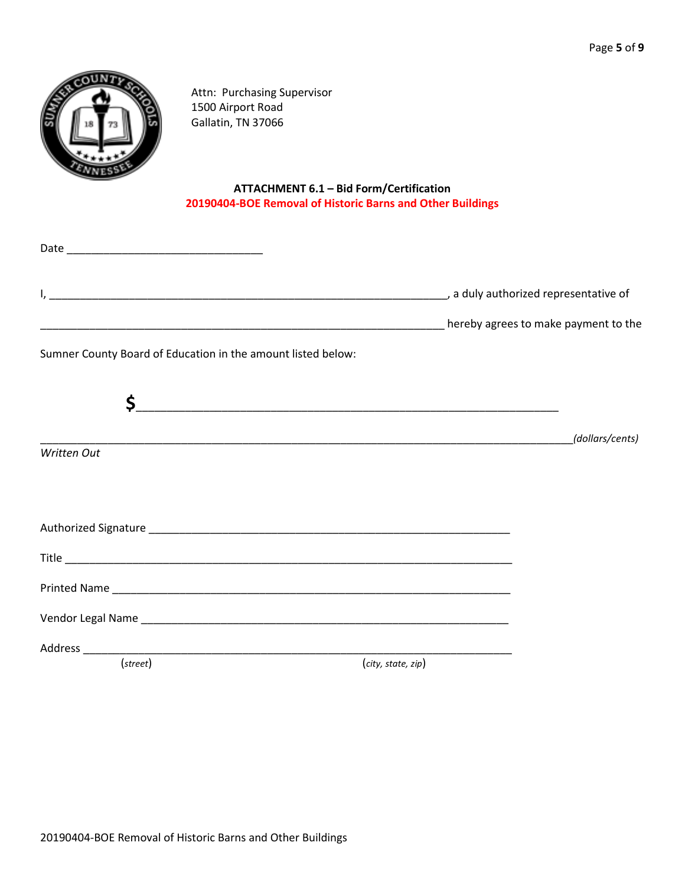Attn: Purchasing Supervisor
1500 Airport Road
Gallatin, TN 37066

**ATTACHMENT 6.1 – Bid Form/Certification**

**20190404-BOE Removal of Historic Barns and Other Buildings**

Date ________________________________

I, __________________________________________________________________, a duly authorized representative of

__________________________________________________________________ hereby agrees to make payment to the

Sumner County Board of Education in the amount listed below:

**$**______________________________________________________________

______________________________________________________________________________________*(dollars/cents)*

*Written Out*

Authorized Signature ___________________________________________________________

Title _________________________________________________________________________

Printed Name __________________________________________________________________

Vendor Legal Name _____________________________________________________________

Address _______________________________________________________________________

(*street*) (*city, state, zip*)

20190404-BOE Removal of Historic Barns and Other Buildings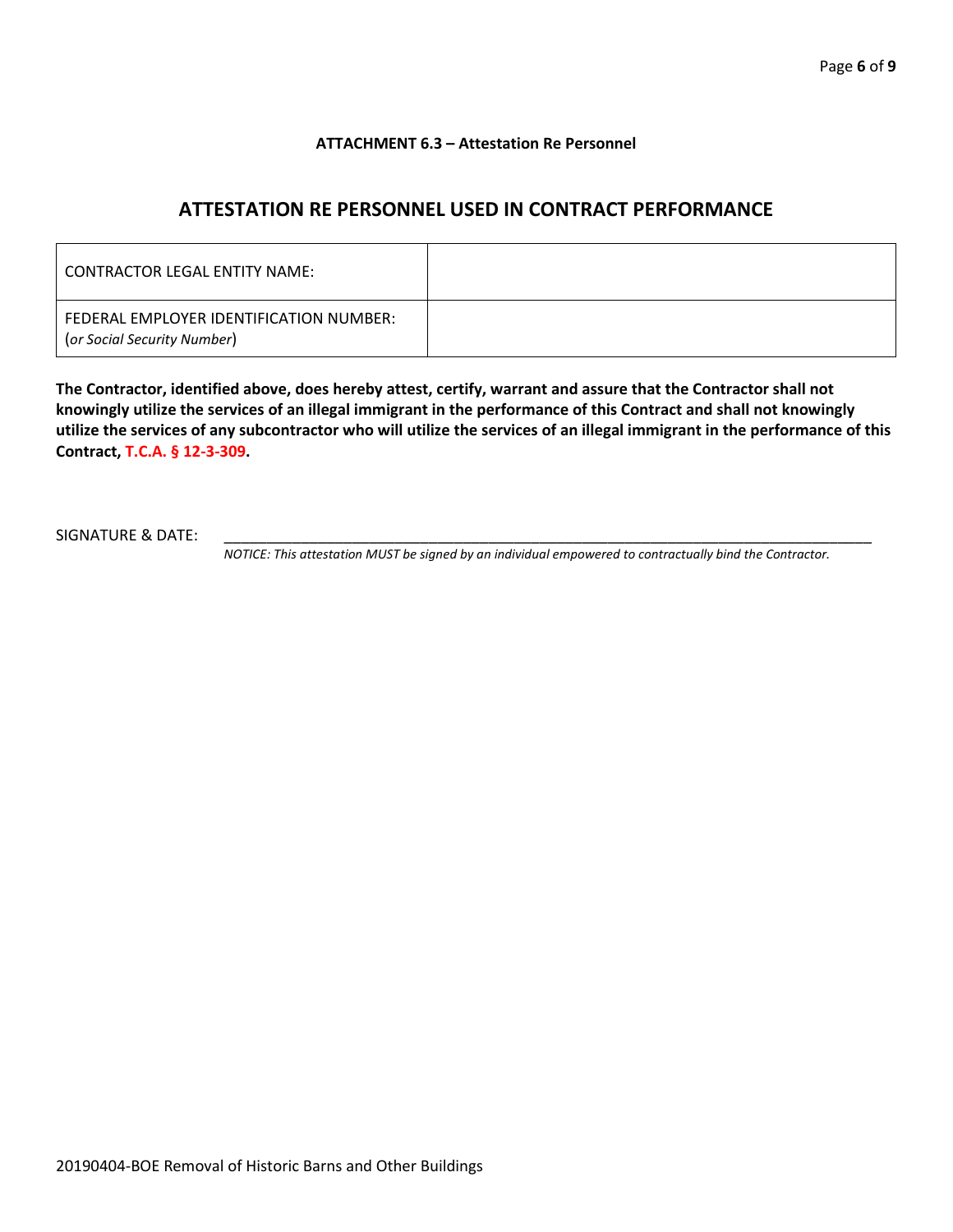**ATTACHMENT 6.3 – Attestation Re Personnel**

## ATTESTATION RE PERSONNEL USED IN CONTRACT PERFORMANCE

| CONTRACTOR LEGAL ENTITY NAME: | |
|---|---|
| FEDERAL EMPLOYER IDENTIFICATION NUMBER: (*or Social Security Number*) | |

**The Contractor, identified above, does hereby attest, certify, warrant and assure that the Contractor shall not knowingly utilize the services of an illegal immigrant in the performance of this Contract and shall not knowingly utilize the services of any subcontractor who will utilize the services of an illegal immigrant in the performance of this Contract, T.C.A. § 12-3-309.**

SIGNATURE & DATE: ________________________________________________________________________________

*NOTICE: This attestation MUST be signed by an individual empowered to contractually bind the Contractor.*

20190404-BOE Removal of Historic Barns and Other Buildings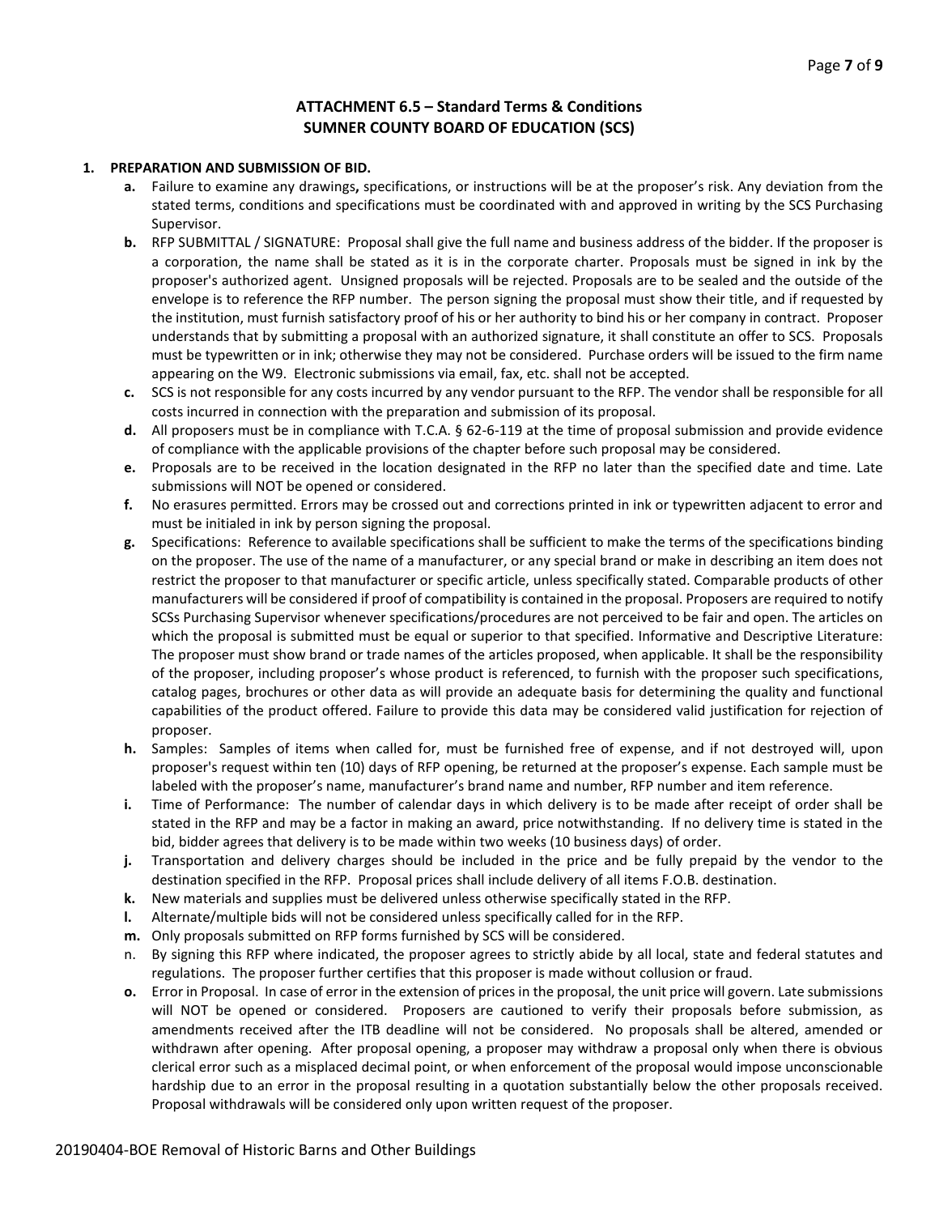## ATTACHMENT 6.5 – Standard Terms & Conditions
## SUMNER COUNTY BOARD OF EDUCATION (SCS)

**1. PREPARATION AND SUBMISSION OF BID.**

- **a.** Failure to examine any drawings**,** specifications, or instructions will be at the proposer's risk. Any deviation from the stated terms, conditions and specifications must be coordinated with and approved in writing by the SCS Purchasing Supervisor.
- **b.** RFP SUBMITTAL / SIGNATURE: Proposal shall give the full name and business address of the bidder. If the proposer is a corporation, the name shall be stated as it is in the corporate charter. Proposals must be signed in ink by the proposer's authorized agent. Unsigned proposals will be rejected. Proposals are to be sealed and the outside of the envelope is to reference the RFP number. The person signing the proposal must show their title, and if requested by the institution, must furnish satisfactory proof of his or her authority to bind his or her company in contract. Proposer understands that by submitting a proposal with an authorized signature, it shall constitute an offer to SCS. Proposals must be typewritten or in ink; otherwise they may not be considered. Purchase orders will be issued to the firm name appearing on the W9. Electronic submissions via email, fax, etc. shall not be accepted.
- **c.** SCS is not responsible for any costs incurred by any vendor pursuant to the RFP. The vendor shall be responsible for all costs incurred in connection with the preparation and submission of its proposal.
- **d.** All proposers must be in compliance with T.C.A. § 62-6-119 at the time of proposal submission and provide evidence of compliance with the applicable provisions of the chapter before such proposal may be considered.
- **e.** Proposals are to be received in the location designated in the RFP no later than the specified date and time. Late submissions will NOT be opened or considered.
- **f.** No erasures permitted. Errors may be crossed out and corrections printed in ink or typewritten adjacent to error and must be initialed in ink by person signing the proposal.
- **g.** Specifications: Reference to available specifications shall be sufficient to make the terms of the specifications binding on the proposer. The use of the name of a manufacturer, or any special brand or make in describing an item does not restrict the proposer to that manufacturer or specific article, unless specifically stated. Comparable products of other manufacturers will be considered if proof of compatibility is contained in the proposal. Proposers are required to notify SCSs Purchasing Supervisor whenever specifications/procedures are not perceived to be fair and open. The articles on which the proposal is submitted must be equal or superior to that specified. Informative and Descriptive Literature: The proposer must show brand or trade names of the articles proposed, when applicable. It shall be the responsibility of the proposer, including proposer's whose product is referenced, to furnish with the proposer such specifications, catalog pages, brochures or other data as will provide an adequate basis for determining the quality and functional capabilities of the product offered. Failure to provide this data may be considered valid justification for rejection of proposer.
- **h.** Samples: Samples of items when called for, must be furnished free of expense, and if not destroyed will, upon proposer's request within ten (10) days of RFP opening, be returned at the proposer's expense. Each sample must be labeled with the proposer's name, manufacturer's brand name and number, RFP number and item reference.
- **i.** Time of Performance: The number of calendar days in which delivery is to be made after receipt of order shall be stated in the RFP and may be a factor in making an award, price notwithstanding. If no delivery time is stated in the bid, bidder agrees that delivery is to be made within two weeks (10 business days) of order.
- **j.** Transportation and delivery charges should be included in the price and be fully prepaid by the vendor to the destination specified in the RFP. Proposal prices shall include delivery of all items F.O.B. destination.
- **k.** New materials and supplies must be delivered unless otherwise specifically stated in the RFP.
- **l.** Alternate/multiple bids will not be considered unless specifically called for in the RFP.
- **m.** Only proposals submitted on RFP forms furnished by SCS will be considered.
- n. By signing this RFP where indicated, the proposer agrees to strictly abide by all local, state and federal statutes and regulations. The proposer further certifies that this proposer is made without collusion or fraud.
- **o.** Error in Proposal. In case of error in the extension of prices in the proposal, the unit price will govern. Late submissions will NOT be opened or considered. Proposers are cautioned to verify their proposals before submission, as amendments received after the ITB deadline will not be considered. No proposals shall be altered, amended or withdrawn after opening. After proposal opening, a proposer may withdraw a proposal only when there is obvious clerical error such as a misplaced decimal point, or when enforcement of the proposal would impose unconscionable hardship due to an error in the proposal resulting in a quotation substantially below the other proposals received. Proposal withdrawals will be considered only upon written request of the proposer.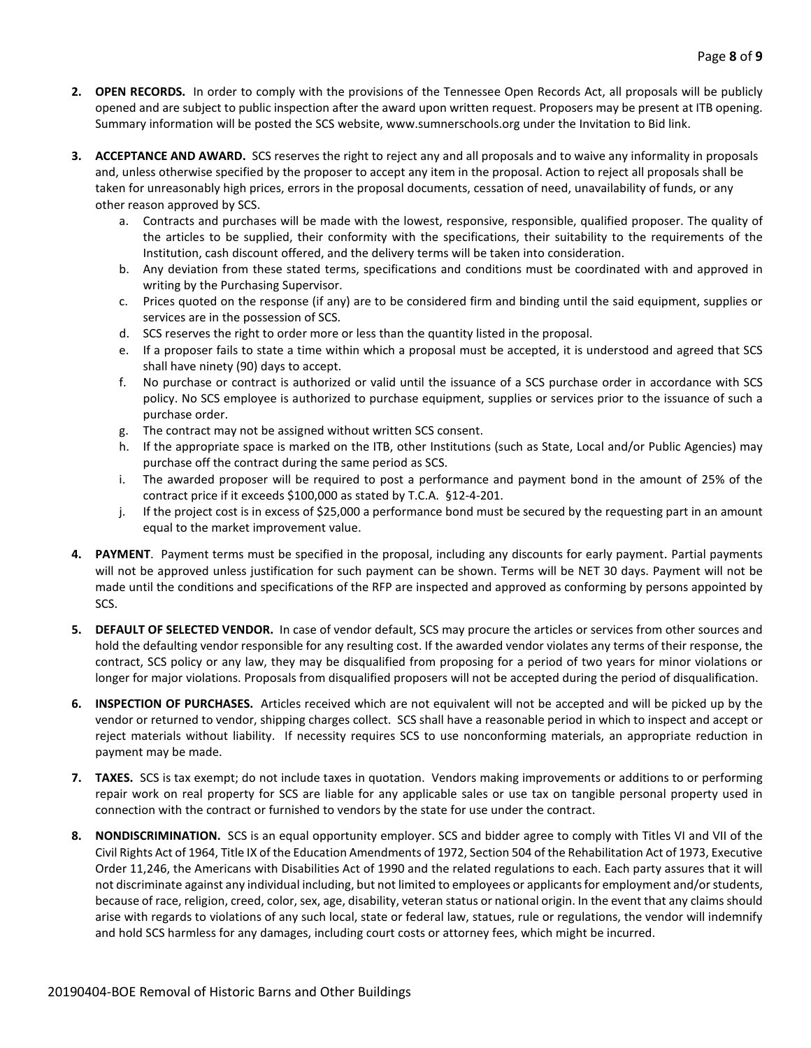2. **OPEN RECORDS.** In order to comply with the provisions of the Tennessee Open Records Act, all proposals will be publicly opened and are subject to public inspection after the award upon written request. Proposers may be present at ITB opening. Summary information will be posted the SCS website, www.sumnerschools.org under the Invitation to Bid link.

3. **ACCEPTANCE AND AWARD.** SCS reserves the right to reject any and all proposals and to waive any informality in proposals and, unless otherwise specified by the proposer to accept any item in the proposal. Action to reject all proposals shall be taken for unreasonably high prices, errors in the proposal documents, cessation of need, unavailability of funds, or any other reason approved by SCS.
   a. Contracts and purchases will be made with the lowest, responsive, responsible, qualified proposer. The quality of the articles to be supplied, their conformity with the specifications, their suitability to the requirements of the Institution, cash discount offered, and the delivery terms will be taken into consideration.
   b. Any deviation from these stated terms, specifications and conditions must be coordinated with and approved in writing by the Purchasing Supervisor.
   c. Prices quoted on the response (if any) are to be considered firm and binding until the said equipment, supplies or services are in the possession of SCS.
   d. SCS reserves the right to order more or less than the quantity listed in the proposal.
   e. If a proposer fails to state a time within which a proposal must be accepted, it is understood and agreed that SCS shall have ninety (90) days to accept.
   f. No purchase or contract is authorized or valid until the issuance of a SCS purchase order in accordance with SCS policy. No SCS employee is authorized to purchase equipment, supplies or services prior to the issuance of such a purchase order.
   g. The contract may not be assigned without written SCS consent.
   h. If the appropriate space is marked on the ITB, other Institutions (such as State, Local and/or Public Agencies) may purchase off the contract during the same period as SCS.
   i. The awarded proposer will be required to post a performance and payment bond in the amount of 25% of the contract price if it exceeds $100,000 as stated by T.C.A. §12-4-201.
   j. If the project cost is in excess of $25,000 a performance bond must be secured by the requesting part in an amount equal to the market improvement value.

4. **PAYMENT**. Payment terms must be specified in the proposal, including any discounts for early payment. Partial payments will not be approved unless justification for such payment can be shown. Terms will be NET 30 days. Payment will not be made until the conditions and specifications of the RFP are inspected and approved as conforming by persons appointed by SCS.

5. **DEFAULT OF SELECTED VENDOR.** In case of vendor default, SCS may procure the articles or services from other sources and hold the defaulting vendor responsible for any resulting cost. If the awarded vendor violates any terms of their response, the contract, SCS policy or any law, they may be disqualified from proposing for a period of two years for minor violations or longer for major violations. Proposals from disqualified proposers will not be accepted during the period of disqualification.

6. **INSPECTION OF PURCHASES.** Articles received which are not equivalent will not be accepted and will be picked up by the vendor or returned to vendor, shipping charges collect. SCS shall have a reasonable period in which to inspect and accept or reject materials without liability. If necessity requires SCS to use nonconforming materials, an appropriate reduction in payment may be made.

7. **TAXES.** SCS is tax exempt; do not include taxes in quotation. Vendors making improvements or additions to or performing repair work on real property for SCS are liable for any applicable sales or use tax on tangible personal property used in connection with the contract or furnished to vendors by the state for use under the contract.

8. **NONDISCRIMINATION.** SCS is an equal opportunity employer. SCS and bidder agree to comply with Titles VI and VII of the Civil Rights Act of 1964, Title IX of the Education Amendments of 1972, Section 504 of the Rehabilitation Act of 1973, Executive Order 11,246, the Americans with Disabilities Act of 1990 and the related regulations to each. Each party assures that it will not discriminate against any individual including, but not limited to employees or applicants for employment and/or students, because of race, religion, creed, color, sex, age, disability, veteran status or national origin. In the event that any claims should arise with regards to violations of any such local, state or federal law, statues, rule or regulations, the vendor will indemnify and hold SCS harmless for any damages, including court costs or attorney fees, which might be incurred.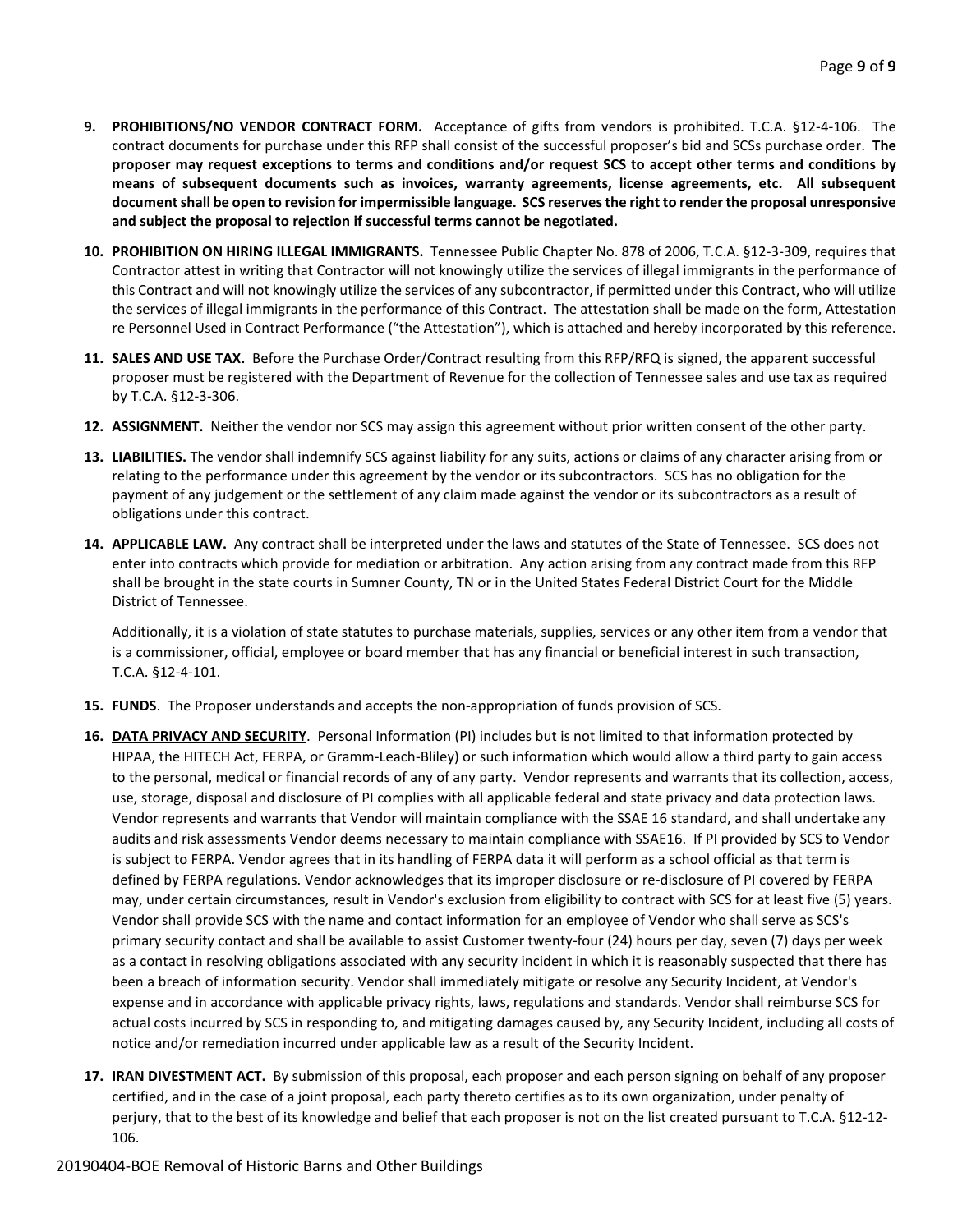9. **PROHIBITIONS/NO VENDOR CONTRACT FORM.** Acceptance of gifts from vendors is prohibited. T.C.A. §12-4-106. The contract documents for purchase under this RFP shall consist of the successful proposer's bid and SCSs purchase order. **The proposer may request exceptions to terms and conditions and/or request SCS to accept other terms and conditions by means of subsequent documents such as invoices, warranty agreements, license agreements, etc. All subsequent document shall be open to revision for impermissible language. SCS reserves the right to render the proposal unresponsive and subject the proposal to rejection if successful terms cannot be negotiated.**

10. **PROHIBITION ON HIRING ILLEGAL IMMIGRANTS.** Tennessee Public Chapter No. 878 of 2006, T.C.A. §12-3-309, requires that Contractor attest in writing that Contractor will not knowingly utilize the services of illegal immigrants in the performance of this Contract and will not knowingly utilize the services of any subcontractor, if permitted under this Contract, who will utilize the services of illegal immigrants in the performance of this Contract. The attestation shall be made on the form, Attestation re Personnel Used in Contract Performance ("the Attestation"), which is attached and hereby incorporated by this reference.

11. **SALES AND USE TAX.** Before the Purchase Order/Contract resulting from this RFP/RFQ is signed, the apparent successful proposer must be registered with the Department of Revenue for the collection of Tennessee sales and use tax as required by T.C.A. §12-3-306.

12. **ASSIGNMENT.** Neither the vendor nor SCS may assign this agreement without prior written consent of the other party.

13. **LIABILITIES.** The vendor shall indemnify SCS against liability for any suits, actions or claims of any character arising from or relating to the performance under this agreement by the vendor or its subcontractors. SCS has no obligation for the payment of any judgement or the settlement of any claim made against the vendor or its subcontractors as a result of obligations under this contract.

14. **APPLICABLE LAW.** Any contract shall be interpreted under the laws and statutes of the State of Tennessee. SCS does not enter into contracts which provide for mediation or arbitration. Any action arising from any contract made from this RFP shall be brought in the state courts in Sumner County, TN or in the United States Federal District Court for the Middle District of Tennessee.

    Additionally, it is a violation of state statutes to purchase materials, supplies, services or any other item from a vendor that is a commissioner, official, employee or board member that has any financial or beneficial interest in such transaction, T.C.A. §12-4-101.

15. **FUNDS**. The Proposer understands and accepts the non-appropriation of funds provision of SCS.

16. **DATA PRIVACY AND SECURITY**. Personal Information (PI) includes but is not limited to that information protected by HIPAA, the HITECH Act, FERPA, or Gramm-Leach-Bliley) or such information which would allow a third party to gain access to the personal, medical or financial records of any of any party. Vendor represents and warrants that its collection, access, use, storage, disposal and disclosure of PI complies with all applicable federal and state privacy and data protection laws. Vendor represents and warrants that Vendor will maintain compliance with the SSAE 16 standard, and shall undertake any audits and risk assessments Vendor deems necessary to maintain compliance with SSAE16. If PI provided by SCS to Vendor is subject to FERPA. Vendor agrees that in its handling of FERPA data it will perform as a school official as that term is defined by FERPA regulations. Vendor acknowledges that its improper disclosure or re-disclosure of PI covered by FERPA may, under certain circumstances, result in Vendor's exclusion from eligibility to contract with SCS for at least five (5) years. Vendor shall provide SCS with the name and contact information for an employee of Vendor who shall serve as SCS's primary security contact and shall be available to assist Customer twenty-four (24) hours per day, seven (7) days per week as a contact in resolving obligations associated with any security incident in which it is reasonably suspected that there has been a breach of information security. Vendor shall immediately mitigate or resolve any Security Incident, at Vendor's expense and in accordance with applicable privacy rights, laws, regulations and standards. Vendor shall reimburse SCS for actual costs incurred by SCS in responding to, and mitigating damages caused by, any Security Incident, including all costs of notice and/or remediation incurred under applicable law as a result of the Security Incident.

17. **IRAN DIVESTMENT ACT.** By submission of this proposal, each proposer and each person signing on behalf of any proposer certified, and in the case of a joint proposal, each party thereto certifies as to its own organization, under penalty of perjury, that to the best of its knowledge and belief that each proposer is not on the list created pursuant to T.C.A. §12-12-106.